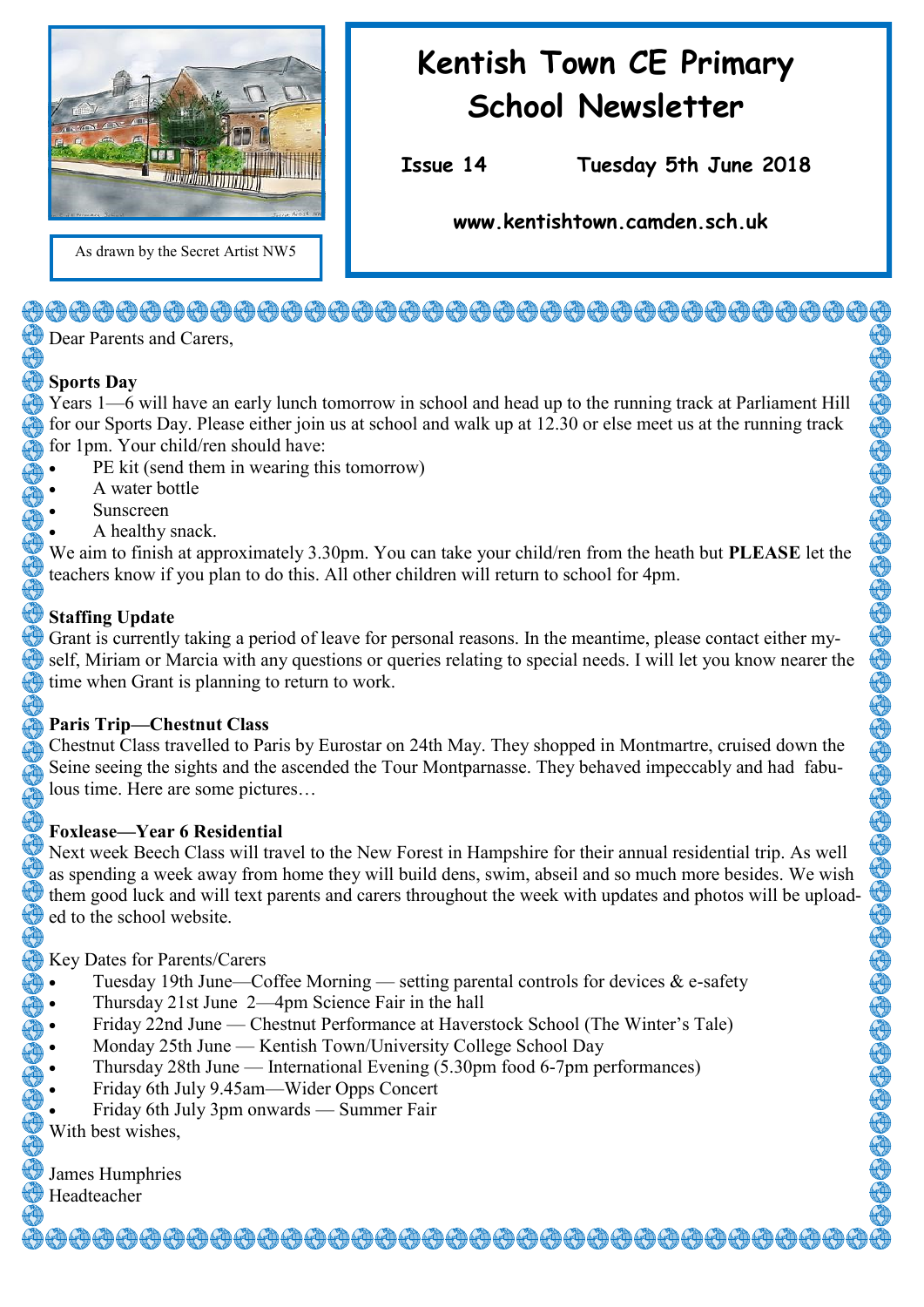As drawn by the Secret Artist NW5

# Kentish Town CE Primary School Newsletter

**Issue 14** **Tuesday 5th June 2018**

**www.kentishtown.camden.sch.uk**

Dear Parents and Carers,

**Sports Day**

Years 1—6 will have an early lunch tomorrow in school and head up to the running track at Parliament Hill for our Sports Day. Please either join us at school and walk up at 12.30 or else meet us at the running track for 1pm. Your child/ren should have:

- PE kit (send them in wearing this tomorrow)
- A water bottle
- Sunscreen
- A healthy snack.

We aim to finish at approximately 3.30pm. You can take your child/ren from the heath but **PLEASE** let the teachers know if you plan to do this. All other children will return to school for 4pm.

**Staffing Update**

Grant is currently taking a period of leave for personal reasons. In the meantime, please contact either myself, Miriam or Marcia with any questions or queries relating to special needs. I will let you know nearer the time when Grant is planning to return to work.

**Paris Trip—Chestnut Class**

Chestnut Class travelled to Paris by Eurostar on 24th May. They shopped in Montmartre, cruised down the Seine seeing the sights and the ascended the Tour Montparnasse. They behaved impeccably and had fabulous time. Here are some pictures…

**Foxlease—Year 6 Residential**

Next week Beech Class will travel to the New Forest in Hampshire for their annual residential trip. As well as spending a week away from home they will build dens, swim, abseil and so much more besides. We wish them good luck and will text parents and carers throughout the week with updates and photos will be uploaded to the school website.

Key Dates for Parents/Carers

- Tuesday 19th June—Coffee Morning — setting parental controls for devices & e-safety
- Thursday 21st June 2—4pm Science Fair in the hall
- Friday 22nd June — Chestnut Performance at Haverstock School (The Winter's Tale)
- Monday 25th June — Kentish Town/University College School Day
- Thursday 28th June — International Evening (5.30pm food 6-7pm performances)
- Friday 6th July 9.45am—Wider Opps Concert
- Friday 6th July 3pm onwards — Summer Fair

With best wishes,

James Humphries
Headteacher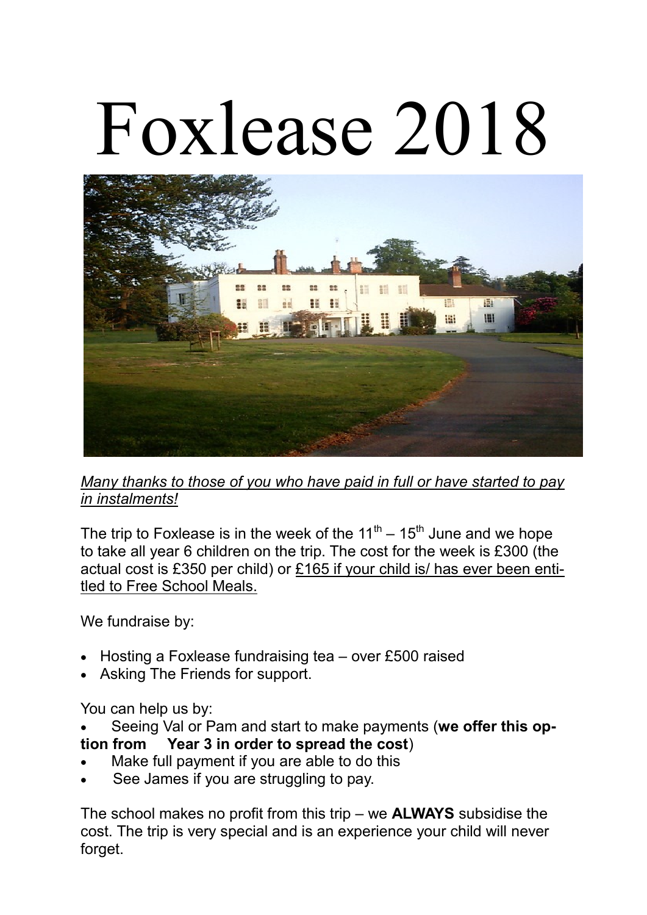# Foxlease 2018

*<u>Many thanks to those of you who have paid in full or have started to pay in instalments!</u>*

The trip to Foxlease is in the week of the 11th – 15th June and we hope to take all year 6 children on the trip. The cost for the week is £300 (the actual cost is £350 per child) or <u>£165 if your child is/ has ever been entitled to Free School Meals.</u>

We fundraise by:

- Hosting a Foxlease fundraising tea – over £500 raised
- Asking The Friends for support.

You can help us by:

- Seeing Val or Pam and start to make payments (**we offer this option from Year 3 in order to spread the cost**)
- Make full payment if you are able to do this
- See James if you are struggling to pay.

The school makes no profit from this trip – we **ALWAYS** subsidise the cost. The trip is very special and is an experience your child will never forget.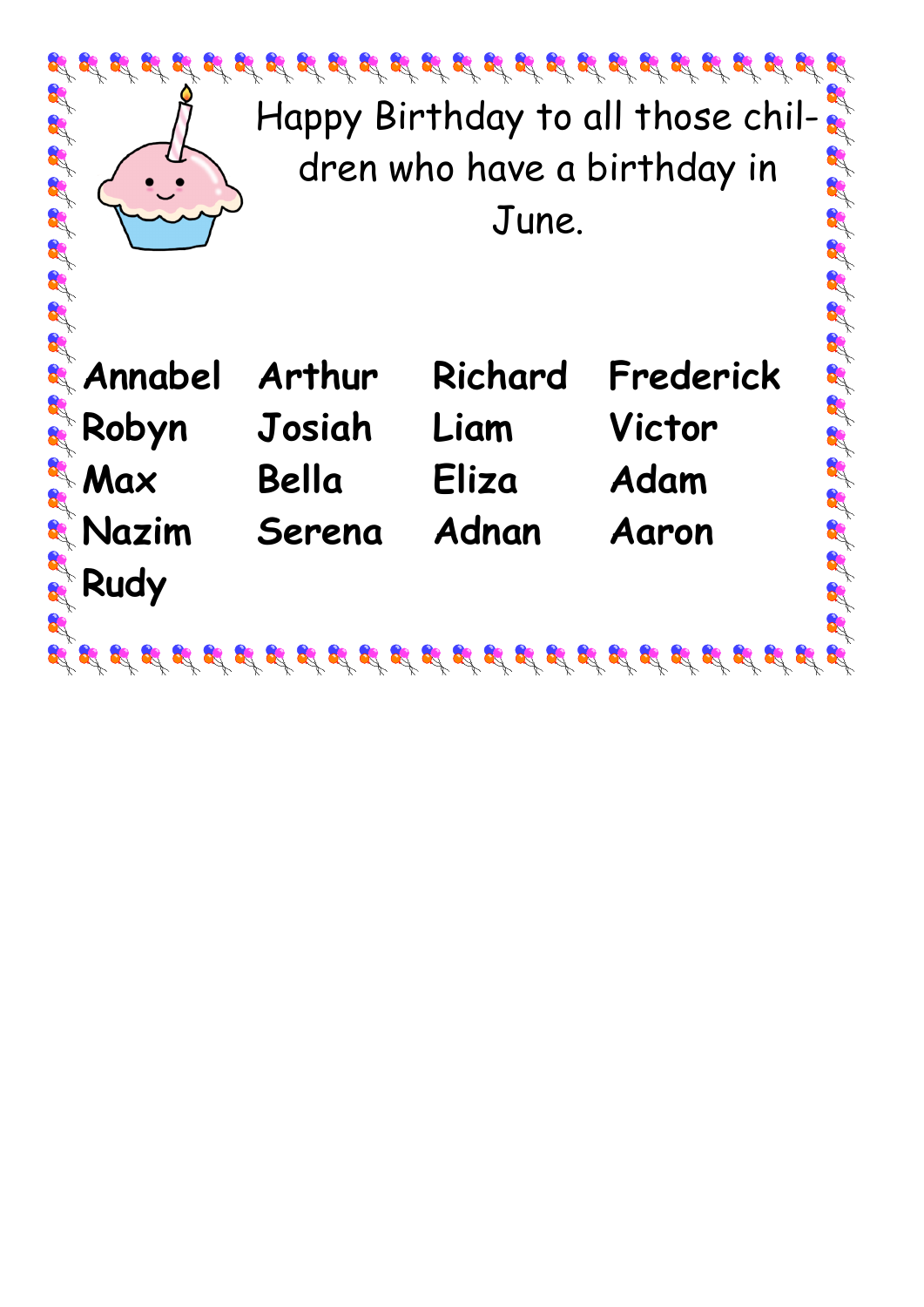Happy Birthday to all those children who have a birthday in June.

| | | | |
|---|---|---|---|
| **Annabel** | **Arthur** | **Richard** | **Frederick** |
| **Robyn** | **Josiah** | **Liam** | **Victor** |
| **Max** | **Bella** | **Eliza** | **Adam** |
| **Nazim** | **Serena** | **Adnan** | **Aaron** |
| **Rudy** | | | |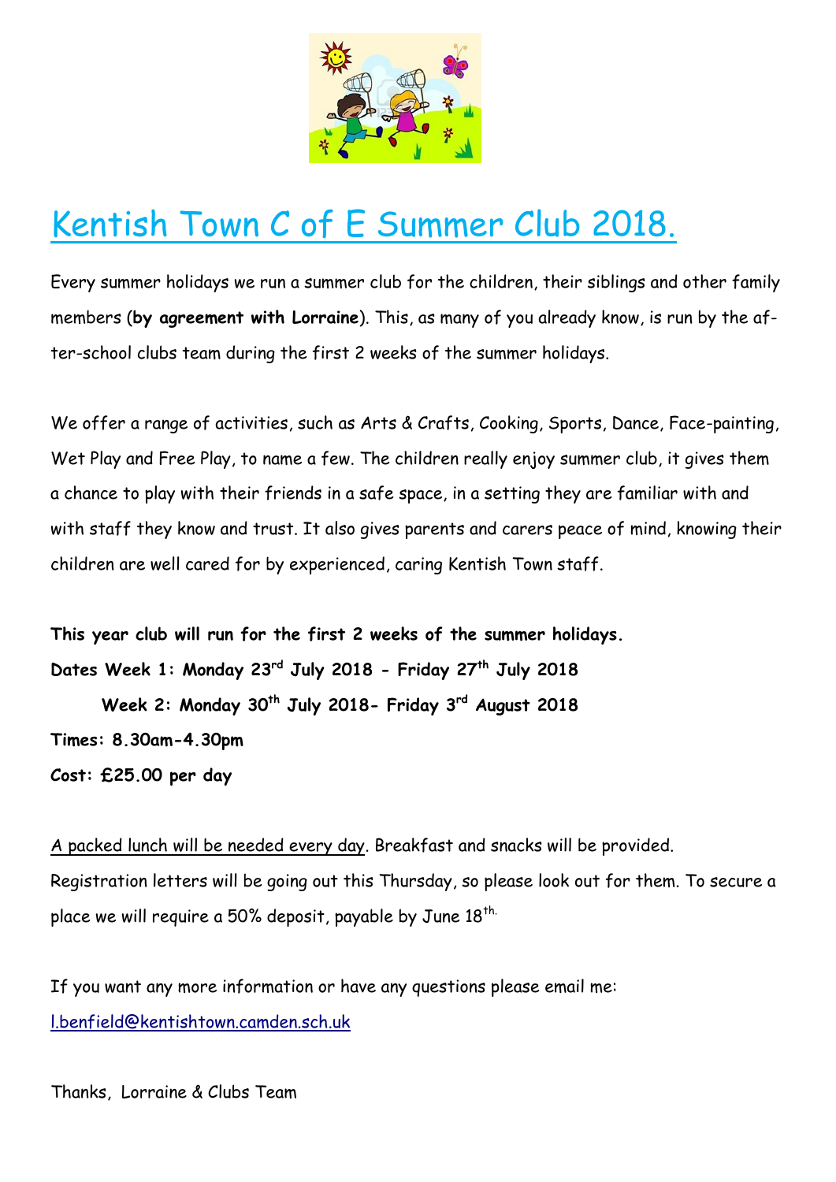# Kentish Town C of E Summer Club 2018.

Every summer holidays we run a summer club for the children, their siblings and other family members (**by agreement with Lorraine**). This, as many of you already know, is run by the after-school clubs team during the first 2 weeks of the summer holidays.

We offer a range of activities, such as Arts & Crafts, Cooking, Sports, Dance, Face-painting, Wet Play and Free Play, to name a few. The children really enjoy summer club, it gives them a chance to play with their friends in a safe space, in a setting they are familiar with and with staff they know and trust. It also gives parents and carers peace of mind, knowing their children are well cared for by experienced, caring Kentish Town staff.

**This year club will run for the first 2 weeks of the summer holidays.**

**Dates Week 1: Monday 23rd July 2018 - Friday 27th July 2018**

**Week 2: Monday 30th July 2018- Friday 3rd August 2018**

**Times: 8.30am-4.30pm**

**Cost: £25.00 per day**

A packed lunch will be needed every day. Breakfast and snacks will be provided.
Registration letters will be going out this Thursday, so please look out for them. To secure a place we will require a 50% deposit, payable by June 18th.

If you want any more information or have any questions please email me:
l.benfield@kentishtown.camden.sch.uk

Thanks, Lorraine & Clubs Team